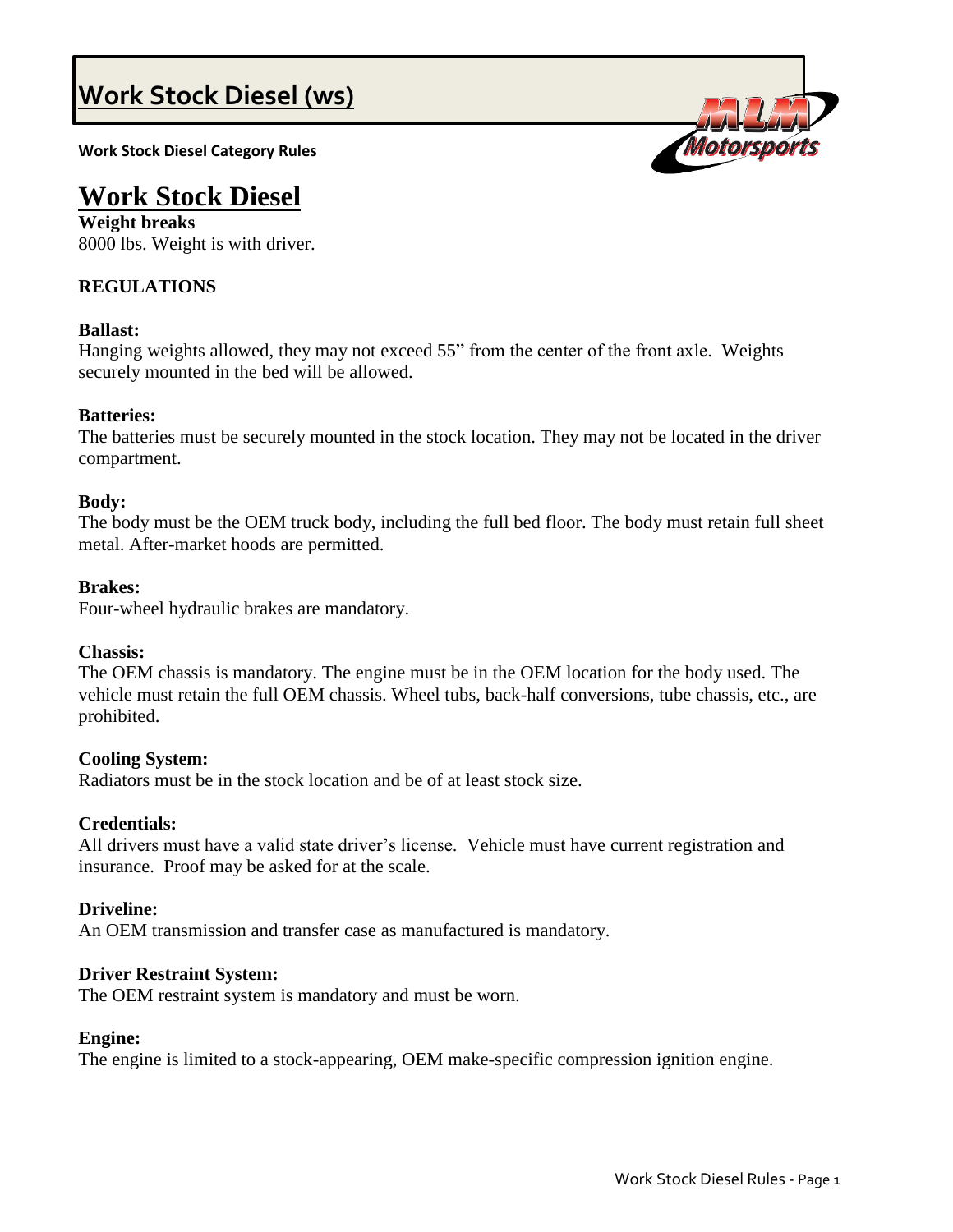# Work Stock Diesel (ws)

**Work Stock Diesel Category Rules**

## Work Stock Diesel

**Weight breaks**

8000 lbs. Weight is with driver.

**REGULATIONS**

**Ballast:**

Hanging weights allowed, they may not exceed 55" from the center of the front axle. Weights securely mounted in the bed will be allowed.

**Batteries:**

The batteries must be securely mounted in the stock location. They may not be located in the driver compartment.

**Body:**

The body must be the OEM truck body, including the full bed floor. The body must retain full sheet metal. After-market hoods are permitted.

**Brakes:**

Four-wheel hydraulic brakes are mandatory.

**Chassis:**

The OEM chassis is mandatory. The engine must be in the OEM location for the body used. The vehicle must retain the full OEM chassis. Wheel tubs, back-half conversions, tube chassis, etc., are prohibited.

**Cooling System:**

Radiators must be in the stock location and be of at least stock size.

**Credentials:**

All drivers must have a valid state driver's license. Vehicle must have current registration and insurance. Proof may be asked for at the scale.

**Driveline:**

An OEM transmission and transfer case as manufactured is mandatory.

**Driver Restraint System:**

The OEM restraint system is mandatory and must be worn.

**Engine:**

The engine is limited to a stock-appearing, OEM make-specific compression ignition engine.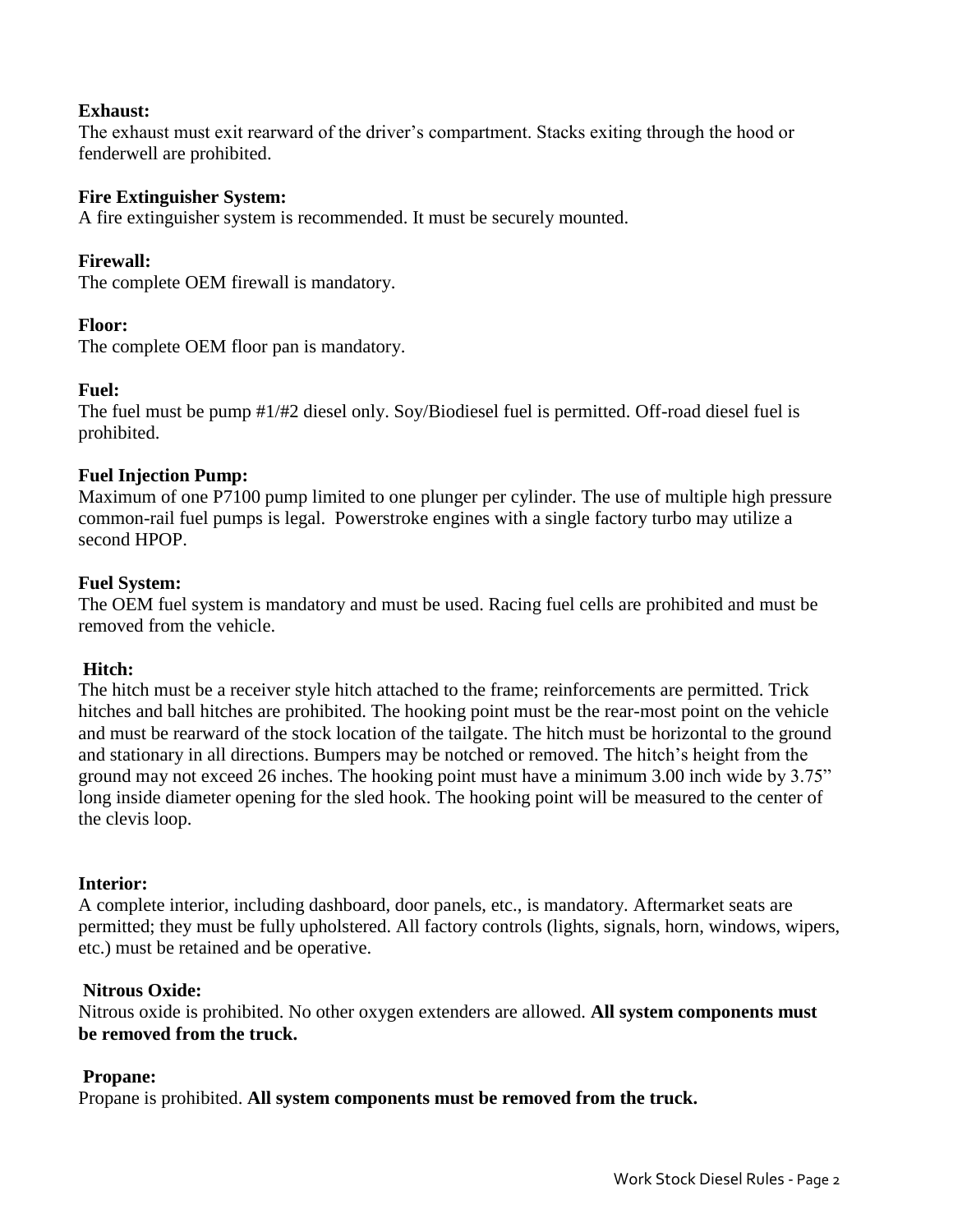**Exhaust:**
The exhaust must exit rearward of the driver's compartment. Stacks exiting through the hood or fenderwell are prohibited.

**Fire Extinguisher System:**
A fire extinguisher system is recommended. It must be securely mounted.

**Firewall:**
The complete OEM firewall is mandatory.

**Floor:**
The complete OEM floor pan is mandatory.

**Fuel:**
The fuel must be pump #1/#2 diesel only. Soy/Biodiesel fuel is permitted. Off-road diesel fuel is prohibited.

**Fuel Injection Pump:**
Maximum of one P7100 pump limited to one plunger per cylinder. The use of multiple high pressure common-rail fuel pumps is legal. Powerstroke engines with a single factory turbo may utilize a second HPOP.

**Fuel System:**
The OEM fuel system is mandatory and must be used. Racing fuel cells are prohibited and must be removed from the vehicle.

**Hitch:**
The hitch must be a receiver style hitch attached to the frame; reinforcements are permitted. Trick hitches and ball hitches are prohibited. The hooking point must be the rear-most point on the vehicle and must be rearward of the stock location of the tailgate. The hitch must be horizontal to the ground and stationary in all directions. Bumpers may be notched or removed. The hitch's height from the ground may not exceed 26 inches. The hooking point must have a minimum 3.00 inch wide by 3.75" long inside diameter opening for the sled hook. The hooking point will be measured to the center of the clevis loop.

**Interior:**
A complete interior, including dashboard, door panels, etc., is mandatory. Aftermarket seats are permitted; they must be fully upholstered. All factory controls (lights, signals, horn, windows, wipers, etc.) must be retained and be operative.

**Nitrous Oxide:**
Nitrous oxide is prohibited. No other oxygen extenders are allowed. **All system components must be removed from the truck.**

**Propane:**
Propane is prohibited. **All system components must be removed from the truck.**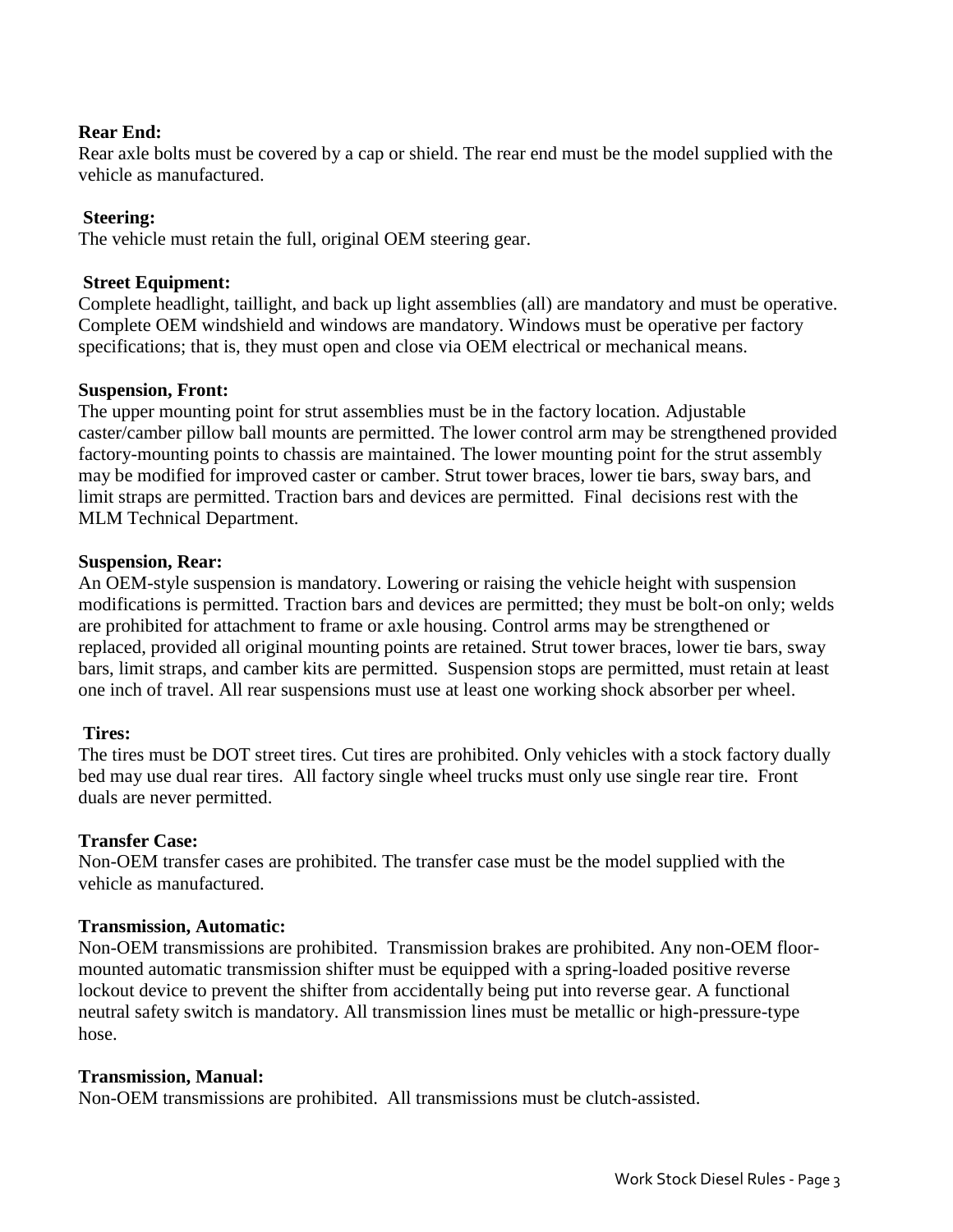**Rear End:**
Rear axle bolts must be covered by a cap or shield. The rear end must be the model supplied with the vehicle as manufactured.

**Steering:**
The vehicle must retain the full, original OEM steering gear.

**Street Equipment:**
Complete headlight, taillight, and back up light assemblies (all) are mandatory and must be operative. Complete OEM windshield and windows are mandatory. Windows must be operative per factory specifications; that is, they must open and close via OEM electrical or mechanical means.

**Suspension, Front:**
The upper mounting point for strut assemblies must be in the factory location. Adjustable caster/camber pillow ball mounts are permitted. The lower control arm may be strengthened provided factory-mounting points to chassis are maintained. The lower mounting point for the strut assembly may be modified for improved caster or camber. Strut tower braces, lower tie bars, sway bars, and limit straps are permitted. Traction bars and devices are permitted. Final decisions rest with the MLM Technical Department.

**Suspension, Rear:**
An OEM-style suspension is mandatory. Lowering or raising the vehicle height with suspension modifications is permitted. Traction bars and devices are permitted; they must be bolt-on only; welds are prohibited for attachment to frame or axle housing. Control arms may be strengthened or replaced, provided all original mounting points are retained. Strut tower braces, lower tie bars, sway bars, limit straps, and camber kits are permitted. Suspension stops are permitted, must retain at least one inch of travel. All rear suspensions must use at least one working shock absorber per wheel.

**Tires:**
The tires must be DOT street tires. Cut tires are prohibited. Only vehicles with a stock factory dually bed may use dual rear tires. All factory single wheel trucks must only use single rear tire. Front duals are never permitted.

**Transfer Case:**
Non-OEM transfer cases are prohibited. The transfer case must be the model supplied with the vehicle as manufactured.

**Transmission, Automatic:**
Non-OEM transmissions are prohibited. Transmission brakes are prohibited. Any non-OEM floor-mounted automatic transmission shifter must be equipped with a spring-loaded positive reverse lockout device to prevent the shifter from accidentally being put into reverse gear. A functional neutral safety switch is mandatory. All transmission lines must be metallic or high-pressure-type hose.

**Transmission, Manual:**
Non-OEM transmissions are prohibited. All transmissions must be clutch-assisted.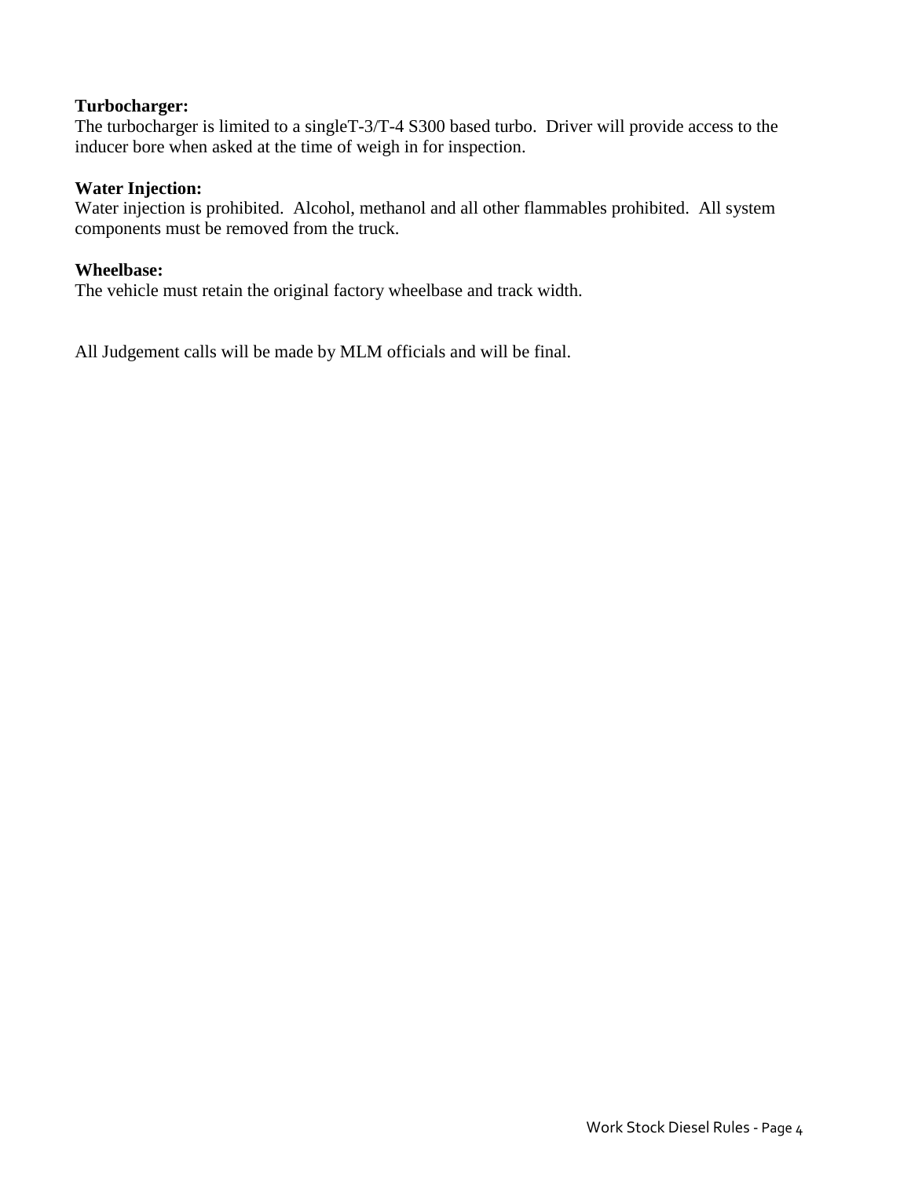**Turbocharger:**
The turbocharger is limited to a singleT-3/T-4 S300 based turbo. Driver will provide access to the inducer bore when asked at the time of weigh in for inspection.

**Water Injection:**
Water injection is prohibited. Alcohol, methanol and all other flammables prohibited. All system components must be removed from the truck.

**Wheelbase:**
The vehicle must retain the original factory wheelbase and track width.

All Judgement calls will be made by MLM officials and will be final.